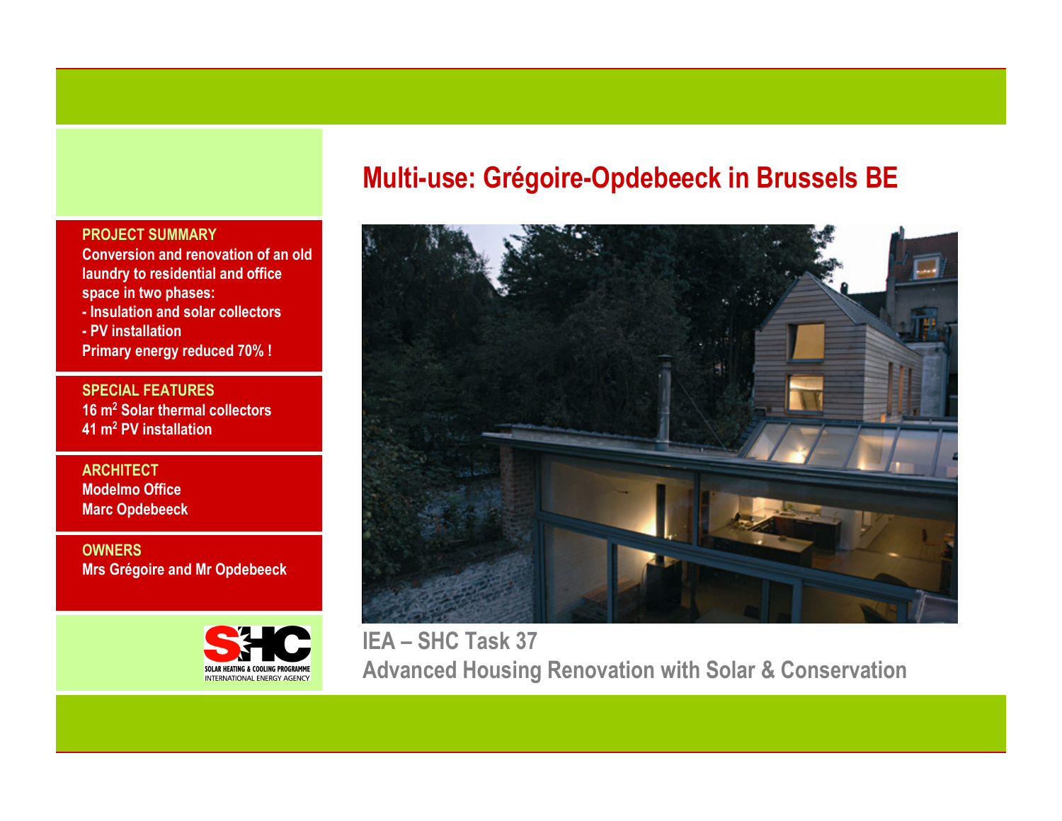# Multi-use: Grégoire-Opdebeeck in Brussels BE

**PROJECT SUMMARY**

Conversion and renovation of an old laundry to residential and office space in two phases:

- Insulation and solar collectors
- PV installation

Primary energy reduced 70% !

**SPECIAL FEATURES**

16 $m^2$ Solar thermal collectors

41 $m^2$ PV installation

**ARCHITECT**

Modelmo Office

Marc Opdebeeck

**OWNERS**

Mrs Grégoire and Mr Opdebeeck

SOLAR HEATING & COOLING PROGRAMME
INTERNATIONAL ENERGY AGENCY

IEA – SHC Task 37

Advanced Housing Renovation with Solar & Conservation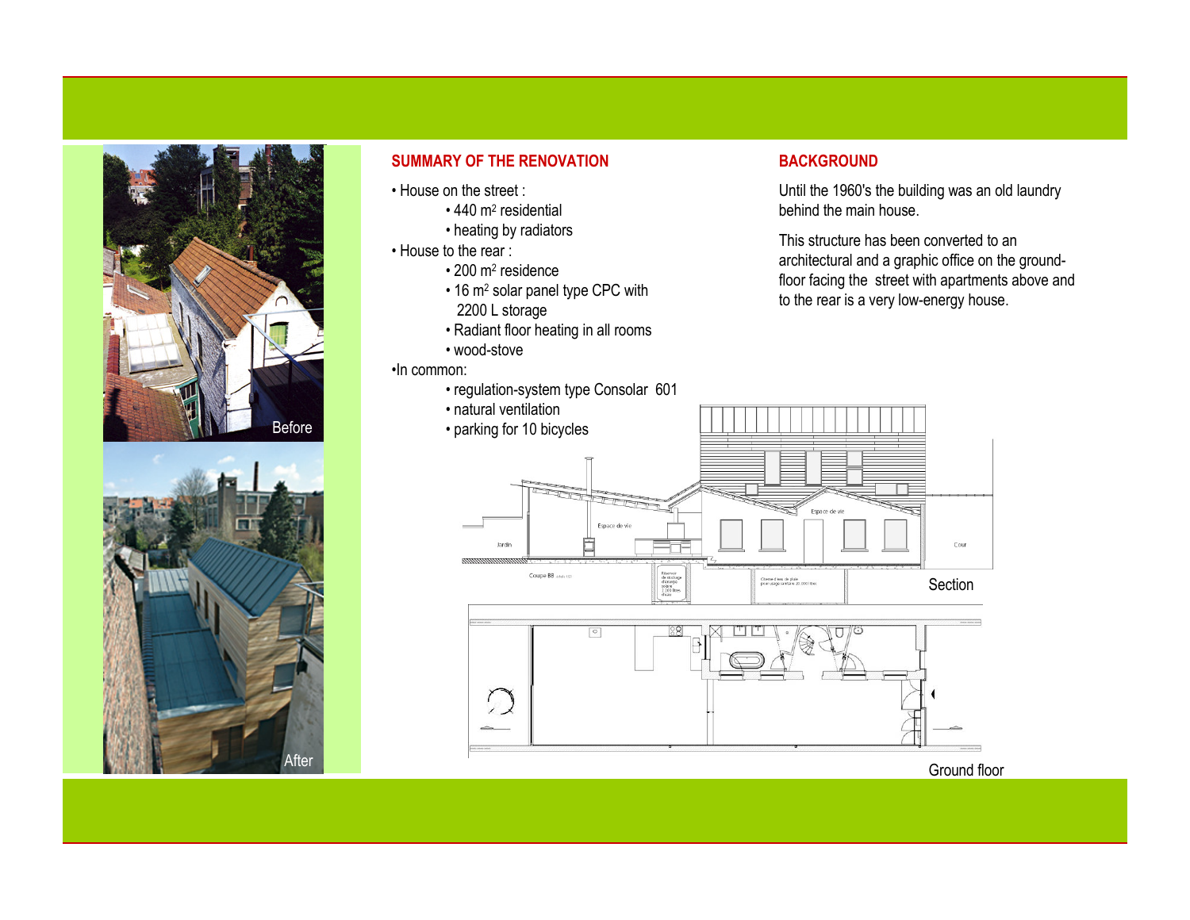## SUMMARY OF THE RENOVATION

- House on the street :
  - 440 m² residential
  - heating by radiators
- House to the rear :
  - 200 m² residence
  - 16 m² solar panel type CPC with 2200 L storage
  - Radiant floor heating in all rooms
  - wood-stove
- In common:
  - regulation-system type Consolar 601
  - natural ventilation
  - parking for 10 bicycles

## BACKGROUND

Until the 1960's the building was an old laundry behind the main house.

This structure has been converted to an architectural and a graphic office on the ground-floor facing the street with apartments above and to the rear is a very low-energy house.

Before

After

Section

Ground floor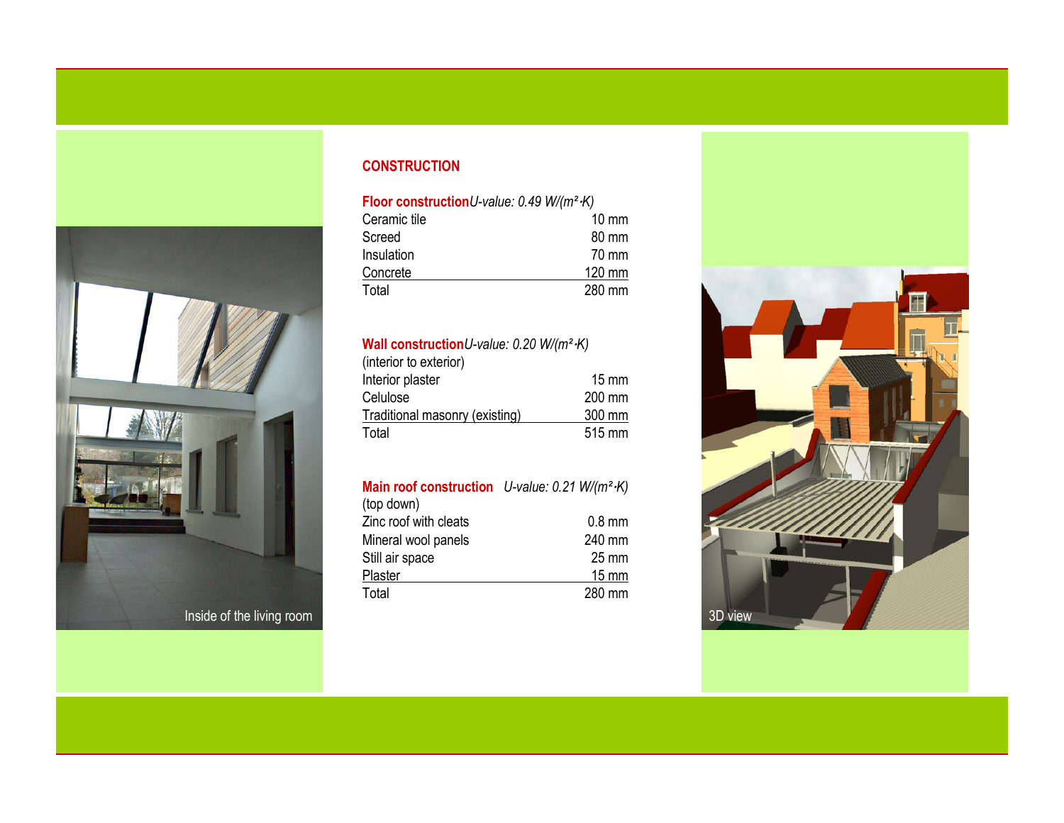Inside of the living room

## CONSTRUCTION

**Floor construction** *U-value: 0.49 W/(m²·K)*

| Layer | Thickness |
|---|---|
| Ceramic tile | 10 mm |
| Screed | 80 mm |
| Insulation | 70 mm |
| Concrete | 120 mm |
| Total | 280 mm |

**Wall construction** *U-value: 0.20 W/(m²·K)*
(interior to exterior)

| Layer | Thickness |
|---|---|
| Interior plaster | 15 mm |
| Celulose | 200 mm |
| Traditional masonry (existing) | 300 mm |
| Total | 515 mm |

**Main roof construction** *U-value: 0.21 W/(m²·K)*
(top down)

| Layer | Thickness |
|---|---|
| Zinc roof with cleats | 0.8 mm |
| Mineral wool panels | 240 mm |
| Still air space | 25 mm |
| Plaster | 15 mm |
| Total | 280 mm |

3D view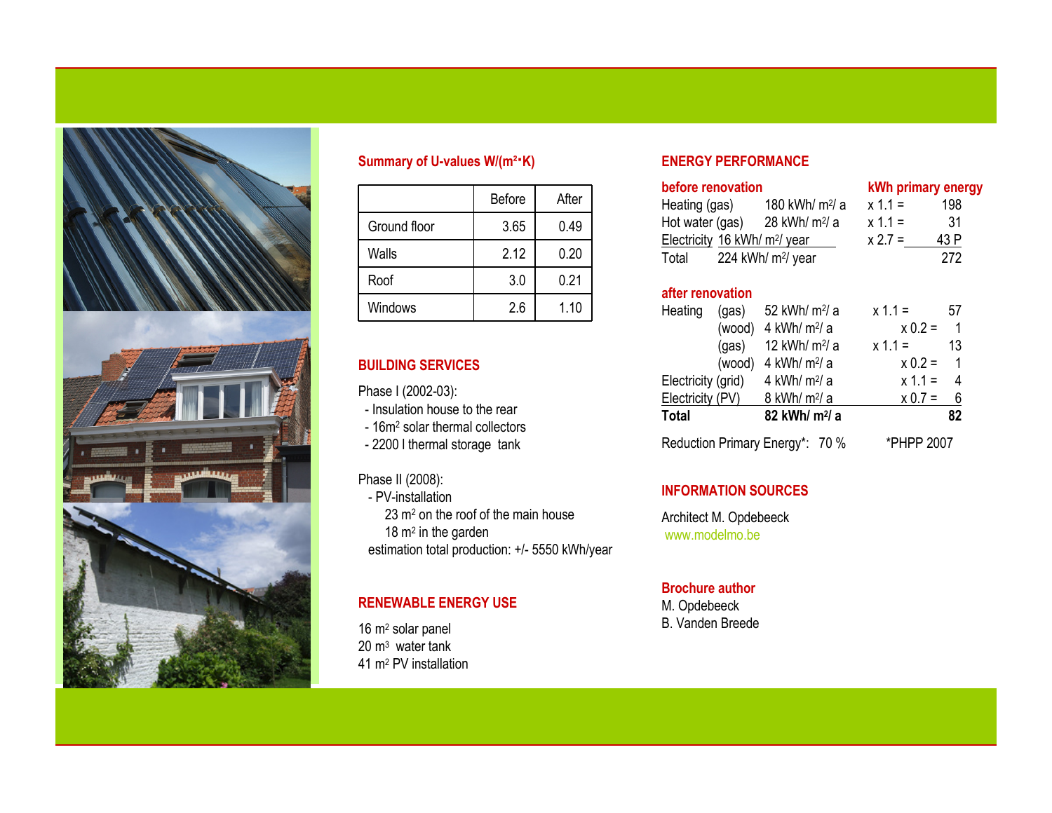## Summary of U-values W/(m²•K)

| | Before | After |
|---|---|---|
| Ground floor | 3.65 | 0.49 |
| Walls | 2.12 | 0.20 |
| Roof | 3.0 | 0.21 |
| Windows | 2.6 | 1.10 |

## BUILDING SERVICES

Phase I (2002-03):

- Insulation house to the rear
- 16m² solar thermal collectors
- 2200 l thermal storage tank

Phase II (2008):

- PV-installation
  - 23 m² on the roof of the main house
  - 18 m² in the garden

estimation total production: +/- 5550 kWh/year

## RENEWABLE ENERGY USE

16 m² solar panel
20 m³ water tank
41 m² PV installation

## ENERGY PERFORMANCE

**before renovation**

| | | | kWh primary energy |
|---|---|---|---|
| Heating (gas) | 180 kWh/ m²/ a | x 1.1 = | 198 |
| Hot water (gas) | 28 kWh/ m²/ a | x 1.1 = | 31 |
| Electricity | 16 kWh/ m²/ year | x 2.7 = | 43 P |
| Total | 224 kWh/ m²/ year | | 272 |

**after renovation**

| | | | | |
|---|---|---|---|---|
| Heating | (gas) | 52 kWh/ m²/ a | x 1.1 = | 57 |
| | (wood) | 4 kWh/ m²/ a | x 0.2 = | 1 |
| | (gas) | 12 kWh/ m²/ a | x 1.1 = | 13 |
| | (wood) | 4 kWh/ m²/ a | x 0.2 = | 1 |
| Electricity (grid) | | 4 kWh/ m²/ a | x 1.1 = | 4 |
| Electricity (PV) | | 8 kWh/ m²/ a | x 0.7 = | 6 |
| **Total** | | **82 kWh/ m²/ a** | | **82** |

Reduction Primary Energy*: 70 % *PHPP 2007

## INFORMATION SOURCES

Architect M. Opdebeeck
www.modelmo.be

**Brochure author**

M. Opdebeeck
B. Vanden Breede